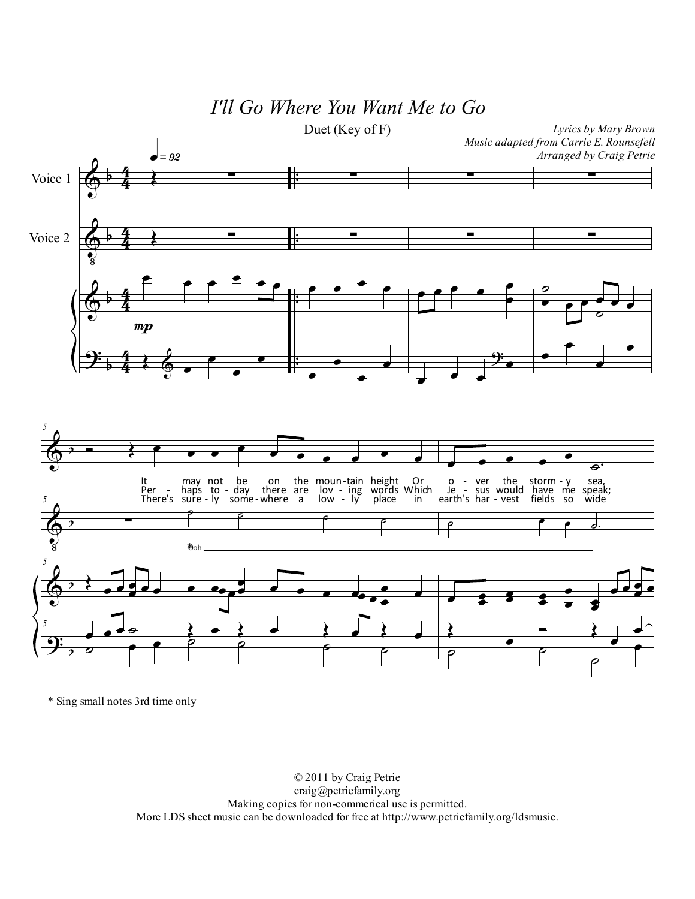# I'll Go Where You Want Me to Go

Duet (Key of F)

*Lyrics by Mary Brown*
*Music adapted from Carrie E. Rounsefell*
*Arranged by Craig Petrie*

\* Sing small notes 3rd time only

© 2011 by Craig Petrie
craig@petriefamily.org
Making copies for non-commerical use is permitted.
More LDS sheet music can be downloaded for free at http://www.petriefamily.org/ldsmusic.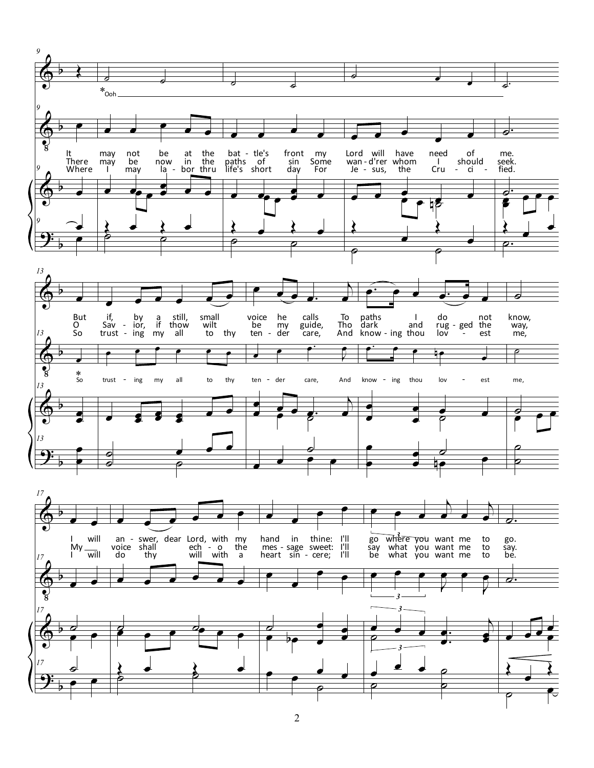*Ooh

It may not be at the bat - tle's front my Lord will have need of me.
There may be now in the paths of sin Some wan - d'rer whom I should seek.
Where I may la - bor thru life's short day For Je - sus, the Cru - ci - fied.

But if, by a still, small voice he calls To paths I do not know,
O Sav - ior, if thow wilt be my guide, Tho dark and rug - ged the way,
So trust - ing my all to thy ten - der care, And know - ing thou lov - est me,

*So trust - ing my all to thy ten - der care, And know - ing thou lov - est me,

I will an - swer, dear Lord, with my hand in thine: I'll go where you want me to go.
My voice shall ech - o the mes - sage sweet: I'll say what you want me to say.
I will do thy will with a heart sin - cere; I'll be what you want me to be.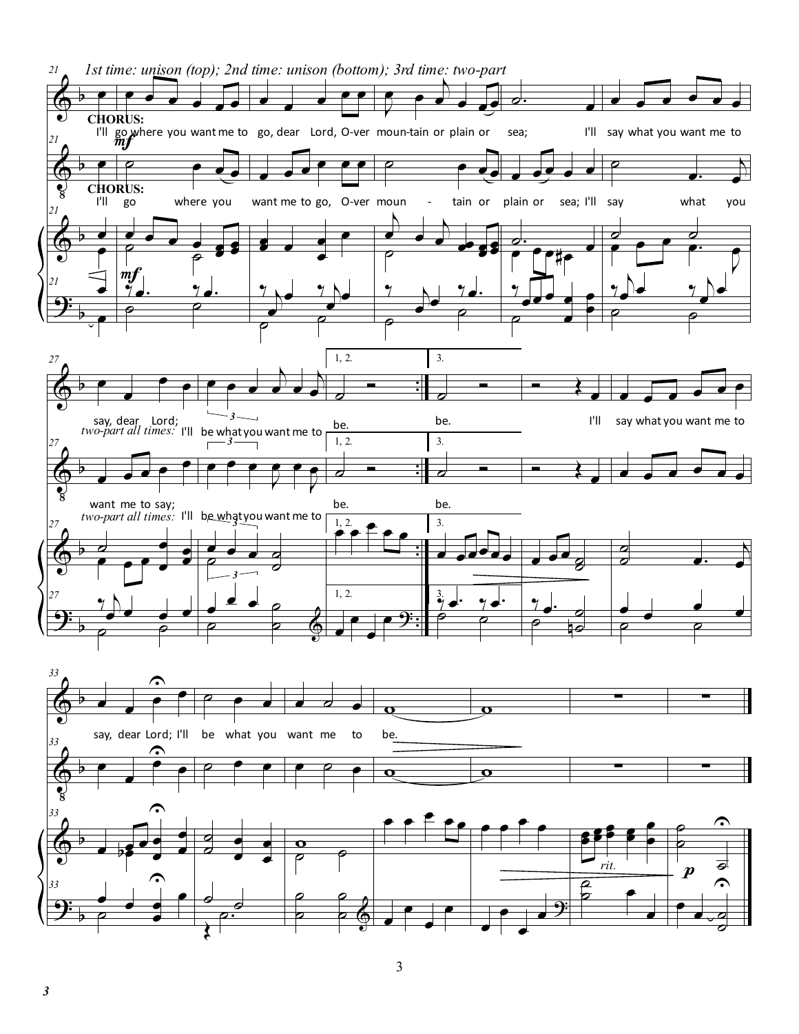*1st time: unison (top); 2nd time: unison (bottom); 3rd time: two-part*

**CHORUS:**

I'll go where you want me to go, dear Lord, O-ver moun-tain or plain or sea; I'll say what you want me to say, dear Lord; I'll be what you want me to be.

*two-part all times:* I'll be what you want me to be. be.

I'll say what you want me to say, dear Lord; I'll be what you want me to be.

**CHORUS:**

I'll go where you want me to go, O-ver moun-tain or plain or sea; I'll say what you want me to say;

*two-part all times:* I'll be what you want me to be. be.

I'll say what you want me to say, dear Lord; I'll be what you want me to be.

*rit.*